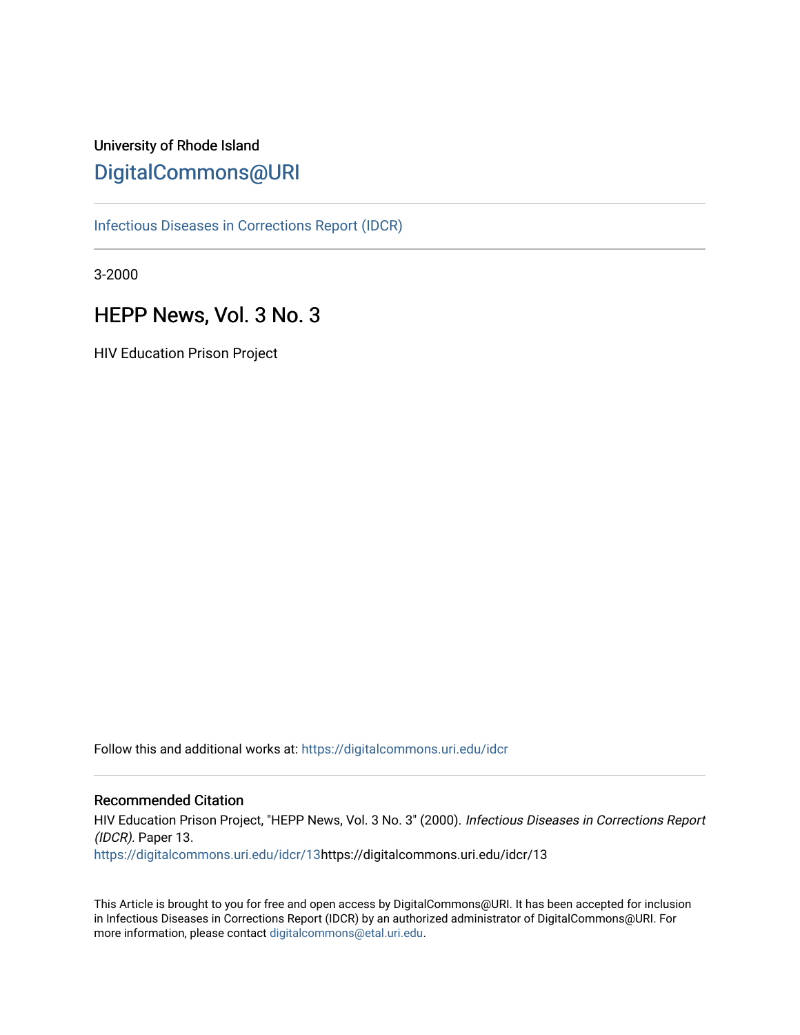University of Rhode Island

# DigitalCommons@URI

Infectious Diseases in Corrections Report (IDCR)

3-2000

## HEPP News, Vol. 3 No. 3

HIV Education Prison Project

Follow this and additional works at: https://digitalcommons.uri.edu/idcr

### Recommended Citation

HIV Education Prison Project, "HEPP News, Vol. 3 No. 3" (2000). *Infectious Diseases in Corrections Report (IDCR)*. Paper 13.
https://digitalcommons.uri.edu/idcr/13https://digitalcommons.uri.edu/idcr/13

This Article is brought to you for free and open access by DigitalCommons@URI. It has been accepted for inclusion in Infectious Diseases in Corrections Report (IDCR) by an authorized administrator of DigitalCommons@URI. For more information, please contact digitalcommons@etal.uri.edu.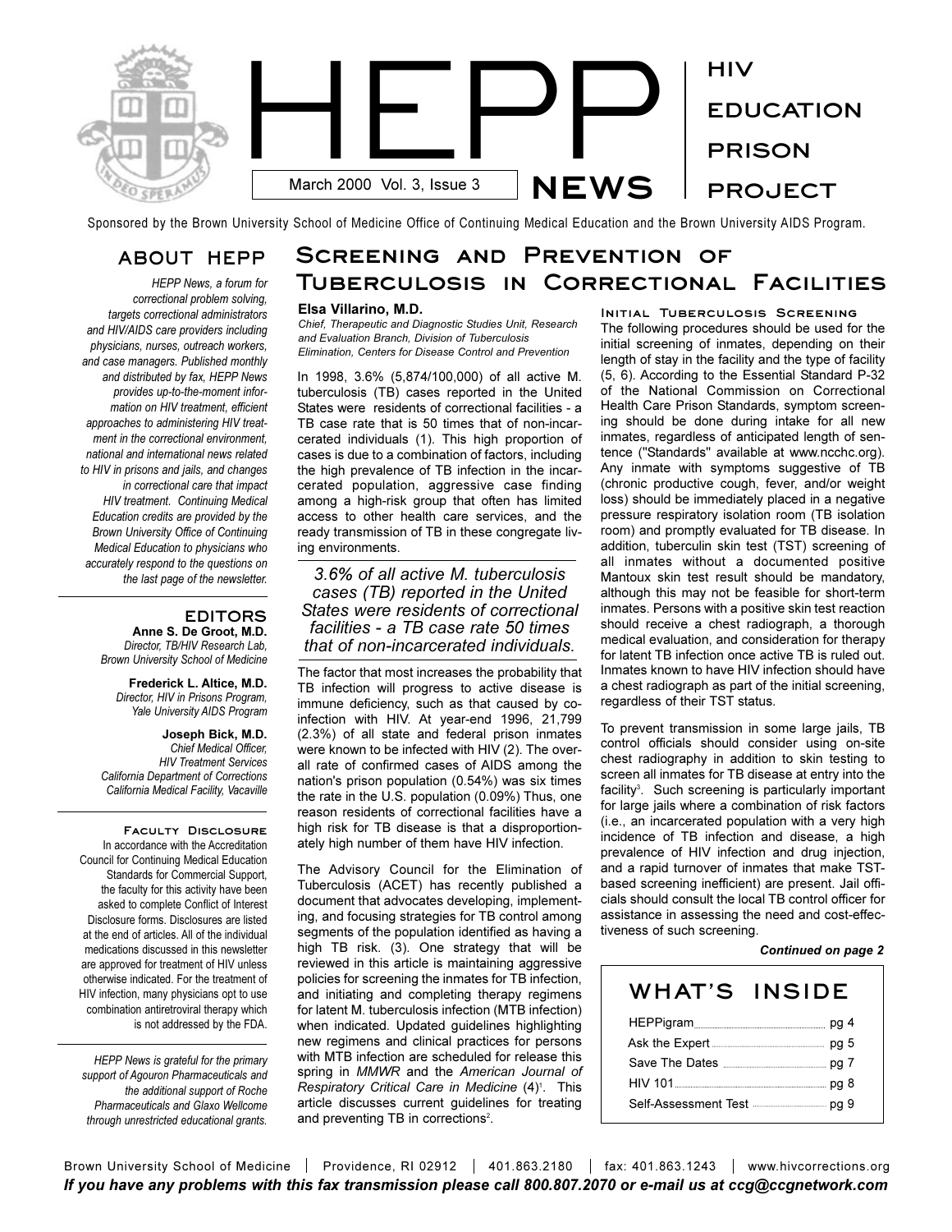# HEPP NEWS

March 2000 Vol. 3, Issue 3

HIV EDUCATION PRISON PROJECT

Sponsored by the Brown University School of Medicine Office of Continuing Medical Education and the Brown University AIDS Program.

## About HEPP

*HEPP News, a forum for correctional problem solving, targets correctional administrators and HIV/AIDS care providers including physicians, nurses, outreach workers, and case managers. Published monthly and distributed by fax, HEPP News provides up-to-the-moment information on HIV treatment, efficient approaches to administering HIV treatment in the correctional environment, national and international news related to HIV in prisons and jails, and changes in correctional care that impact HIV treatment. Continuing Medical Education credits are provided by the Brown University Office of Continuing Medical Education to physicians who accurately respond to the questions on the last page of the newsletter.*

## Editors

**Anne S. De Groot, M.D.**
*Director, TB/HIV Research Lab, Brown University School of Medicine*

**Frederick L. Altice, M.D.**
*Director, HIV in Prisons Program, Yale University AIDS Program*

**Joseph Bick, M.D.**
*Chief Medical Officer, HIV Treatment Services California Department of Corrections California Medical Facility, Vacaville*

### Faculty Disclosure

In accordance with the Accreditation Council for Continuing Medical Education Standards for Commercial Support, the faculty for this activity have been asked to complete Conflict of Interest Disclosure forms. Disclosures are listed at the end of articles. All of the individual medications discussed in this newsletter are approved for treatment of HIV unless otherwise indicated. For the treatment of HIV infection, many physicians opt to use combination antiretroviral therapy which is not addressed by the FDA.

*HEPP News is grateful for the primary support of Agouron Pharmaceuticals and the additional support of Roche Pharmaceuticals and Glaxo Wellcome through unrestricted educational grants.*

# Screening and Prevention of Tuberculosis in Correctional Facilities

**Elsa Villarino, M.D.**
*Chief, Therapeutic and Diagnostic Studies Unit, Research and Evaluation Branch, Division of Tuberculosis Elimination, Centers for Disease Control and Prevention*

In 1998, 3.6% (5,874/100,000) of all active M. tuberculosis (TB) cases reported in the United States were residents of correctional facilities - a TB case rate that is 50 times that of non-incarcerated individuals (1). This high proportion of cases is due to a combination of factors, including the high prevalence of TB infection in the incarcerated population, aggressive case finding among a high-risk group that often has limited access to other health care services, and the ready transmission of TB in these congregate living environments.

> *3.6% of all active M. tuberculosis cases (TB) reported in the United States were residents of correctional facilities - a TB case rate 50 times that of non-incarcerated individuals.*

The factor that most increases the probability that TB infection will progress to active disease is immune deficiency, such as that caused by co-infection with HIV. At year-end 1996, 21,799 (2.3%) of all state and federal prison inmates were known to be infected with HIV (2). The overall rate of confirmed cases of AIDS among the nation's prison population (0.54%) was six times the rate in the U.S. population (0.09%) Thus, one reason residents of correctional facilities have a high risk for TB disease is that a disproportionately high number of them have HIV infection.

The Advisory Council for the Elimination of Tuberculosis (ACET) has recently published a document that advocates developing, implementing, and focusing strategies for TB control among segments of the population identified as having a high TB risk. (3). One strategy that will be reviewed in this article is maintaining aggressive policies for screening the inmates for TB infection, and initiating and completing therapy regimens for latent M. tuberculosis infection (MTB infection) when indicated. Updated guidelines highlighting new regimens and clinical practices for persons with MTB infection are scheduled for release this spring in *MMWR* and the *American Journal of Respiratory Critical Care in Medicine* (4)[1]. This article discusses current guidelines for treating and preventing TB in corrections[2].

### Initial Tuberculosis Screening

The following procedures should be used for the initial screening of inmates, depending on their length of stay in the facility and the type of facility (5, 6). According to the Essential Standard P-32 of the National Commission on Correctional Health Care Prison Standards, symptom screening should be done during intake for all new inmates, regardless of anticipated length of sentence ("Standards" available at www.ncchc.org). Any inmate with symptoms suggestive of TB (chronic productive cough, fever, and/or weight loss) should be immediately placed in a negative pressure respiratory isolation room (TB isolation room) and promptly evaluated for TB disease. In addition, tuberculin skin test (TST) screening of all inmates without a documented positive Mantoux skin test result should be mandatory, although this may not be feasible for short-term inmates. Persons with a positive skin test reaction should receive a chest radiograph, a thorough medical evaluation, and consideration for therapy for latent TB infection once active TB is ruled out. Inmates known to have HIV infection should have a chest radiograph as part of the initial screening, regardless of their TST status.

To prevent transmission in some large jails, TB control officials should consider using on-site chest radiography in addition to skin testing to screen all inmates for TB disease at entry into the facility[3]. Such screening is particularly important for large jails where a combination of risk factors (i.e., an incarcerated population with a very high incidence of TB infection and disease, a high prevalence of HIV infection and drug injection, and a rapid turnover of inmates that make TST-based screening inefficient) are present. Jail officials should consult the local TB control officer for assistance in assessing the need and cost-effectiveness of such screening.

***Continued on page 2***

## What's Inside

- HEPPigram ... pg 4
- Ask the Expert ... pg 5
- Save The Dates ... pg 7
- HIV 101 ... pg 8
- Self-Assessment Test ... pg 9

Brown University School of Medicine | Providence, RI 02912 | 401.863.2180 | fax: 401.863.1243 | www.hivcorrections.org

***If you have any problems with this fax transmission please call 800.807.2070 or e-mail us at ccg@ccgnetwork.com***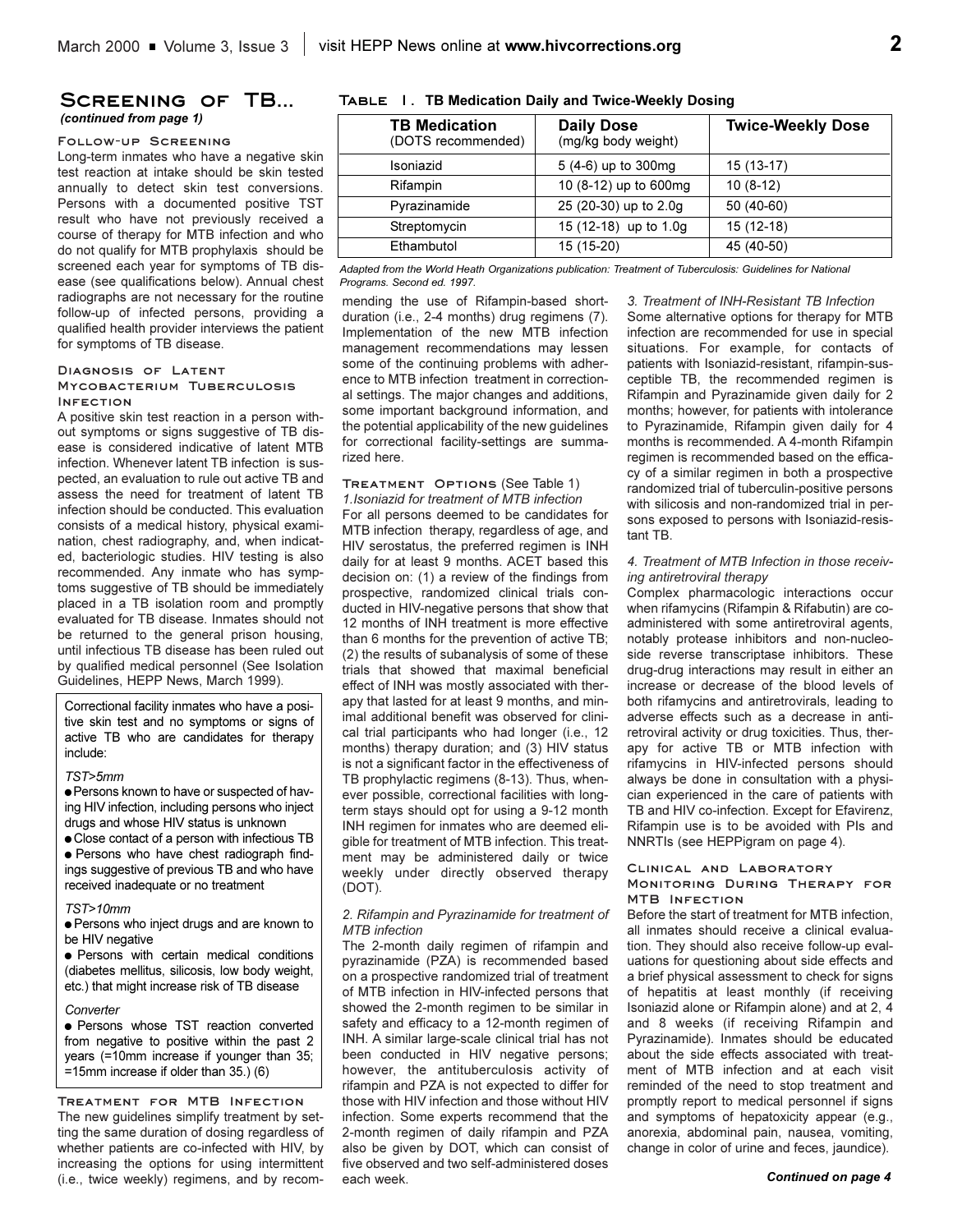## Screening of TB...
*(continued from page 1)*

### Follow-up Screening

Long-term inmates who have a negative skin test reaction at intake should be skin tested annually to detect skin test conversions. Persons with a documented positive TST result who have not previously received a course of therapy for MTB infection and who do not qualify for MTB prophylaxis should be screened each year for symptoms of TB disease (see qualifications below). Annual chest radiographs are not necessary for the routine follow-up of infected persons, providing a qualified health provider interviews the patient for symptoms of TB disease.

### Diagnosis of Latent Mycobacterium Tuberculosis Infection

A positive skin test reaction in a person without symptoms or signs suggestive of TB disease is considered indicative of latent MTB infection. Whenever latent TB infection is suspected, an evaluation to rule out active TB and assess the need for treatment of latent TB infection should be conducted. This evaluation consists of a medical history, physical examination, chest radiography, and, when indicated, bacteriologic studies. HIV testing is also recommended. Any inmate who has symptoms suggestive of TB should be immediately placed in a TB isolation room and promptly evaluated for TB disease. Inmates should not be returned to the general prison housing, until infectious TB disease has been ruled out by qualified medical personnel (See Isolation Guidelines, HEPP News, March 1999).

Correctional facility inmates who have a positive skin test and no symptoms or signs of active TB who are candidates for therapy include:

*TST>5mm*

- Persons known to have or suspected of having HIV infection, including persons who inject drugs and whose HIV status is unknown
- Close contact of a person with infectious TB
- Persons who have chest radiograph findings suggestive of previous TB and who have received inadequate or no treatment

*TST>10mm*

- Persons who inject drugs and are known to be HIV negative
- Persons with certain medical conditions (diabetes mellitus, silicosis, low body weight, etc.) that might increase risk of TB disease

*Converter*

- Persons whose TST reaction converted from negative to positive within the past 2 years (=10mm increase if younger than 35; =15mm increase if older than 35.) (6)

### Treatment for MTB Infection

The new guidelines simplify treatment by setting the same duration of dosing regardless of whether patients are co-infected with HIV, by increasing the options for using intermittent (i.e., twice weekly) regimens, and by recommending the use of Rifampin-based short-duration (i.e., 2-4 months) drug regimens (7). Implementation of the new MTB infection management recommendations may lessen some of the continuing problems with adherence to MTB infection treatment in correctional settings. The major changes and additions, some important background information, and the potential applicability of the new guidelines for correctional facility-settings are summarized here.

**Table 1. TB Medication Daily and Twice-Weekly Dosing**

| TB Medication (DOTS recommended) | Daily Dose (mg/kg body weight) | Twice-Weekly Dose |
|---|---|---|
| Isoniazid | 5 (4-6) up to 300mg | 15 (13-17) |
| Rifampin | 10 (8-12) up to 600mg | 10 (8-12) |
| Pyrazinamide | 25 (20-30) up to 2.0g | 50 (40-60) |
| Streptomycin | 15 (12-18) up to 1.0g | 15 (12-18) |
| Ethambutol | 15 (15-20) | 45 (40-50) |

*Adapted from the World Heath Organizations publication: Treatment of Tuberculosis: Guidelines for National Programs. Second ed. 1997.*

### Treatment Options (See Table 1)

*1.Isoniazid for treatment of MTB infection*

For all persons deemed to be candidates for MTB infection therapy, regardless of age, and HIV serostatus, the preferred regimen is INH daily for at least 9 months. ACET based this decision on: (1) a review of the findings from prospective, randomized clinical trials conducted in HIV-negative persons that show that 12 months of INH treatment is more effective than 6 months for the prevention of active TB; (2) the results of subanalysis of some of these trials that showed that maximal beneficial effect of INH was mostly associated with therapy that lasted for at least 9 months, and minimal additional benefit was observed for clinical trial participants who had longer (i.e., 12 months) therapy duration; and (3) HIV status is not a significant factor in the effectiveness of TB prophylactic regimens (8-13). Thus, whenever possible, correctional facilities with long-term stays should opt for using a 9-12 month INH regimen for inmates who are deemed eligible for treatment of MTB infection. This treatment may be administered daily or twice weekly under directly observed therapy (DOT).

*2. Rifampin and Pyrazinamide for treatment of MTB infection*

The 2-month daily regimen of rifampin and pyrazinamide (PZA) is recommended based on a prospective randomized trial of treatment of MTB infection in HIV-infected persons that showed the 2-month regimen to be similar in safety and efficacy to a 12-month regimen of INH. A similar large-scale clinical trial has not been conducted in HIV negative persons; however, the antituberculosis activity of rifampin and PZA is not expected to differ for those with HIV infection and those without HIV infection. Some experts recommend that the 2-month regimen of daily rifampin and PZA also be given by DOT, which can consist of five observed and two self-administered doses each week.

*3. Treatment of INH-Resistant TB Infection*

Some alternative options for therapy for MTB infection are recommended for use in special situations. For example, for contacts of patients with Isoniazid-resistant, rifampin-susceptible TB, the recommended regimen is Rifampin and Pyrazinamide given daily for 2 months; however, for patients with intolerance to Pyrazinamide, Rifampin given daily for 4 months is recommended. A 4-month Rifampin regimen is recommended based on the efficacy of a similar regimen in both a prospective randomized trial of tuberculin-positive persons with silicosis and non-randomized trial in persons exposed to persons with Isoniazid-resistant TB.

*4. Treatment of MTB Infection in those receiving antiretroviral therapy*

Complex pharmacologic interactions occur when rifamycins (Rifampin & Rifabutin) are co-administered with some antiretroviral agents, notably protease inhibitors and non-nucleoside reverse transcriptase inhibitors. These drug-drug interactions may result in either an increase or decrease of the blood levels of both rifamycins and antiretrovirals, leading to adverse effects such as a decrease in antiretroviral activity or drug toxicities. Thus, therapy for active TB or MTB infection with rifamycins in HIV-infected persons should always be done in consultation with a physician experienced in the care of patients with TB and HIV co-infection. Except for Efavirenz, Rifampin use is to be avoided with PIs and NNRTIs (see HEPPigram on page 4).

### Clinical and Laboratory Monitoring During Therapy for MTB Infection

Before the start of treatment for MTB infection, all inmates should receive a clinical evaluation. They should also receive follow-up evaluations for questioning about side effects and a brief physical assessment to check for signs of hepatitis at least monthly (if receiving Isoniazid alone or Rifampin alone) and at 2, 4 and 8 weeks (if receiving Rifampin and Pyrazinamide). Inmates should be educated about the side effects associated with treatment of MTB infection and at each visit reminded of the need to stop treatment and promptly report to medical personnel if signs and symptoms of hepatoxicity appear (e.g., anorexia, abdominal pain, nausea, vomiting, change in color of urine and feces, jaundice).

*Continued on page 4*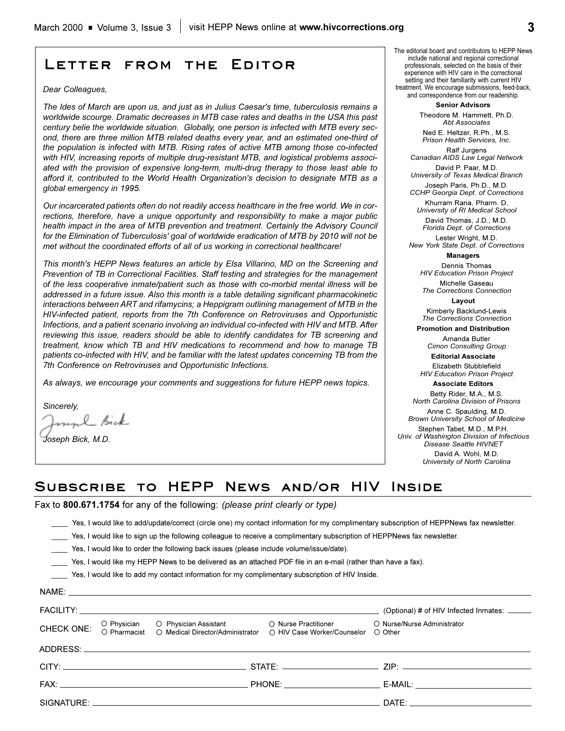## Letter from the Editor

*Dear Colleagues,*

*The Ides of March are upon us, and just as in Julius Caesar's time, tuberculosis remains a worldwide scourge. Dramatic decreases in MTB case rates and deaths in the USA this past century belie the worldwide situation. Globally, one person is infected with MTB every second, there are three million MTB related deaths every year, and an estimated one-third of the population is infected with MTB. Rising rates of active MTB among those co-infected with HIV, increasing reports of multiple drug-resistant MTB, and logistical problems associated with the provision of expensive long-term, multi-drug therapy to those least able to afford it, contributed to the World Health Organization's decision to designate MTB as a global emergency in 1995.*

*Our incarcerated patients often do not readily access healthcare in the free world. We in corrections, therefore, have a unique opportunity and responsibility to make a major public health impact in the area of MTB prevention and treatment. Certainly the Advisory Council for the Elimination of Tuberculosis' goal of worldwide eradication of MTB by 2010 will not be met without the coordinated efforts of all of us working in correctional healthcare!*

*This month's HEPP News features an article by Elsa Villarino, MD on the Screening and Prevention of TB in Correctional Facilities. Staff testing and strategies for the management of the less cooperative inmate/patient such as those with co-morbid mental illness will be addressed in a future issue. Also this month is a table detailing significant pharmacokinetic interactions between ART and rifamycins; a Heppigram outlining management of MTB in the HIV-infected patient, reports from the 7th Conference on Retroviruses and Opportunistic Infections, and a patient scenario involving an individual co-infected with HIV and MTB. After reviewing this issue, readers should be able to identify candidates for TB screening and treatment, know which TB and HIV medications to recommend and how to manage TB patients co-infected with HIV, and be familiar with the latest updates concerning TB from the 7th Conference on Retroviruses and Opportunistic Infections.*

*As always, we encourage your comments and suggestions for future HEPP news topics.*

*Sincerely,*

*Joseph Bick, M.D.*

The editorial board and contributors to HEPP News include national and regional correctional professionals, selected on the basis of their experience with HIV care in the correctional setting and their familiarity with current HIV treatment. We encourage submissions, feed-back, and correspondence from our readership.

**Senior Advisors**

Theodore M. Hammett, Ph.D.
*Abt Associates*

Ned E. Heltzer, R.Ph., M.S.
*Prison Health Services, Inc.*

Ralf Jurgens
*Canadian AIDS Law Legal Network*

David P. Paar, M.D.
*University of Texas Medical Branch*

Joseph Paris, Ph.D., M.D.
*CCHP Georgia Dept. of Corrections*

Khurram Rana, Pharm. D.
*University of RI Medical School*

David Thomas, J.D., M.D.
*Florida Dept. of Corrections*

Lester Wright, M.D.
*New York State Dept. of Corrections*

**Managers**

Dennis Thomas
*HIV Education Prison Project*

Michelle Gaseau
*The Corrections Connection*

**Layout**

Kimberly Backlund-Lewis
*The Corrections Connection*

**Promotion and Distribution**

Amanda Butler
*Cimon Consulting Group*

**Editorial Associate**

Elizabeth Stubblefield
*HIV Education Prison Project*

**Associate Editors**

Betty Rider, M.A., M.S.
*North Carolina Division of Prisons*

Anne C. Spaulding, M.D.
*Brown University School of Medicine*

Stephen Tabet, M.D., M.P.H.
*Univ. of Washington Division of Infectious Disease Seattle HIVNET*

David A. Wohl, M.D.
*University of North Carolina*

## Subscribe to HEPP News and/or HIV Inside

Fax to **800.671.1754** for any of the following: *(please print clearly or type)*

____ Yes, I would like to add/update/correct (circle one) my contact information for my complimentary subscription of HEPPNews fax newsletter.

____ Yes, I would like to sign up the following colleague to receive a complimentary subscription of HEPPNews fax newsletter.

____ Yes, I would like to order the following back issues (please include volume/issue/date).

____ Yes, I would like my HEPP News to be delivered as an attached PDF file in an e-mail (rather than have a fax).

____ Yes, I would like to add my contact information for my complimentary subscription of HIV Inside.

NAME: ____________________

FACILITY: ____________________ (Optional) # of HIV Infected Inmates: ______

CHECK ONE: ○ Physician ○ Physician Assistant ○ Nurse Practitioner ○ Nurse/Nurse Administrator ○ Pharmacist ○ Medical Director/Administrator ○ HIV Case Worker/Counselor ○ Other

ADDRESS: ____________________

CITY: ____________________ STATE: ____________________ ZIP: ____________________

FAX: ____________________ PHONE: ____________________ E-MAIL: ____________________

SIGNATURE: ____________________ DATE: ____________________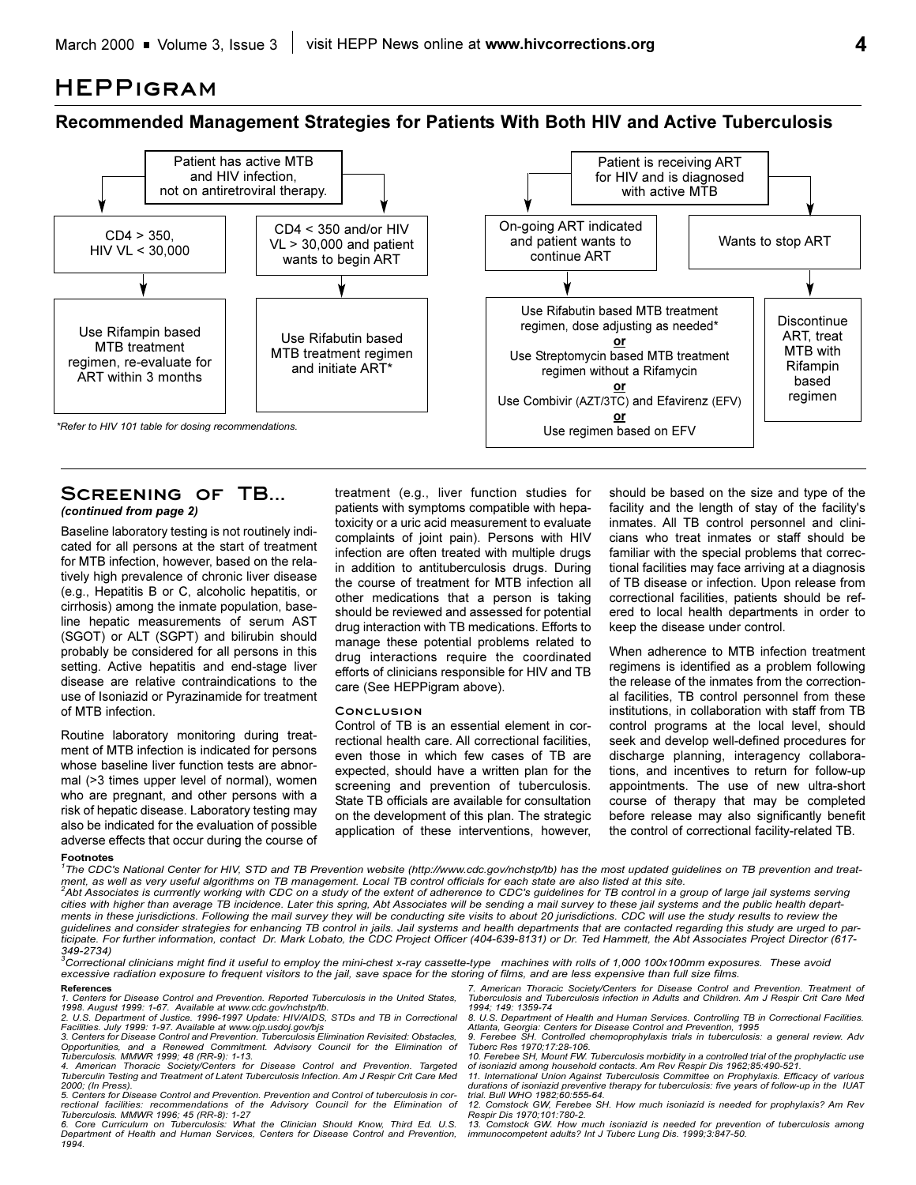# HEPPigram

## Recommended Management Strategies for Patients With Both HIV and Active Tuberculosis

**Patient has active MTB and HIV infection, not on antiretroviral therapy.**

- CD4 > 350, HIV VL < 30,000
  - Use Rifampin based MTB treatment regimen, re-evaluate for ART within 3 months
- CD4 < 350 and/or HIV VL > 30,000 and patient wants to begin ART
  - Use Rifabutin based MTB treatment regimen and initiate ART*

**Patient is receiving ART for HIV and is diagnosed with active MTB**

- On-going ART indicated and patient wants to continue ART
  - Use Rifabutin based MTB treatment regimen, dose adjusting as needed*
    **or**
    Use Streptomycin based MTB treatment regimen without a Rifamycin
    **or**
    Use Combivir (AZT/3TC) and Efavirenz (EFV)
    **or**
    Use regimen based on EFV
- Wants to stop ART
  - Discontinue ART, treat MTB with Rifampin based regimen

*Refer to HIV 101 table for dosing recommendations.*

## Screening of TB...

***(continued from page 2)***

Baseline laboratory testing is not routinely indicated for all persons at the start of treatment for MTB infection, however, based on the relatively high prevalence of chronic liver disease (e.g., Hepatitis B or C, alcoholic hepatitis, or cirrhosis) among the inmate population, baseline hepatic measurements of serum AST (SGOT) or ALT (SGPT) and bilirubin should probably be considered for all persons in this setting. Active hepatitis and end-stage liver disease are relative contraindications to the use of Isoniazid or Pyrazinamide for treatment of MTB infection.

Routine laboratory monitoring during treatment of MTB infection is indicated for persons whose baseline liver function tests are abnormal (>3 times upper level of normal), women who are pregnant, and other persons with a risk of hepatic disease. Laboratory testing may also be indicated for the evaluation of possible adverse effects that occur during the course of treatment (e.g., liver function studies for patients with symptoms compatible with hepatoxicity or a uric acid measurement to evaluate complaints of joint pain). Persons with HIV infection are often treated with multiple drugs in addition to antituberculosis drugs. During the course of treatment for MTB infection all other medications that a person is taking should be reviewed and assessed for potential drug interaction with TB medications. Efforts to manage these potential problems related to drug interactions require the coordinated efforts of clinicians responsible for HIV and TB care (See HEPPigram above).

### Conclusion

Control of TB is an essential element in correctional health care. All correctional facilities, even those in which few cases of TB are expected, should have a written plan for the screening and prevention of tuberculosis. State TB officials are available for consultation on the development of this plan. The strategic application of these interventions, however, should be based on the size and type of the facility and the length of stay of the facility's inmates. All TB control personnel and clinicians who treat inmates or staff should be familiar with the special problems that correctional facilities may face arriving at a diagnosis of TB disease or infection. Upon release from correctional facilities, patients should be refered to local health departments in order to keep the disease under control.

When adherence to MTB infection treatment regimens is identified as a problem following the release of the inmates from the correctional facilities, TB control personnel from these institutions, in collaboration with staff from TB control programs at the local level, should seek and develop well-defined procedures for discharge planning, interagency collaborations, and incentives to return for follow-up appointments. The use of new ultra-short course of therapy that may be completed before release may also significantly benefit the control of correctional facility-related TB.

**Footnotes**

[1]*The CDC's National Center for HIV, STD and TB Prevention website (http://www.cdc.gov/nchstp/tb) has the most updated guidelines on TB prevention and treatment, as well as very useful algorithms on TB management. Local TB control officials for each state are also listed at this site.*

[2]*Abt Associates is currrently working with CDC on a study of the extent of adherence to CDC's guidelines for TB control in a group of large jail systems serving cities with higher than average TB incidence. Later this spring, Abt Associates will be sending a mail survey to these jail systems and the public health departments in these jurisdictions. Following the mail survey they will be conducting site visits to about 20 jurisdictions. CDC will use the study results to review the guidelines and consider strategies for enhancing TB control in jails. Jail systems and health departments that are contacted regarding this study are urged to participate. For further information, contact Dr. Mark Lobato, the CDC Project Officer (404-639-8131) or Dr. Ted Hammett, the Abt Associates Project Director (617-349-2734)*

[3]*Correctional clinicians might find it useful to employ the mini-chest x-ray cassette-type machines with rolls of 1,000 100x100mm exposures. These avoid excessive radiation exposure to frequent visitors to the jail, save space for the storing of films, and are less expensive than full size films.*

**References**

1. Centers for Disease Control and Prevention. Reported Tuberculosis in the United States, 1998. August 1999: 1-67. Available at www.cdc.gov/nchstp/tb.
2. U.S. Department of Justice. 1996-1997 Update: HIV/AIDS, STDs and TB in Correctional Facilities. July 1999: 1-97. Available at www.ojp.usdoj.gov/bjs
3. Centers for Disease Control and Prevention. Tuberculosis Elimination Revisited: Obstacles, Opportunities, and a Renewed Commitment. Advisory Council for the Elimination of Tuberculosis. MMWR 1999; 48 (RR-9): 1-13.
4. American Thoracic Society/Centers for Disease Control and Prevention. Targeted Tuberculin Testing and Treatment of Latent Tuberculosis Infection. Am J Respir Crit Care Med 2000; (In Press).
5. Centers for Disease Control and Prevention. Prevention and Control of tuberculosis in correctional facilities: recommendations of the Advisory Council for the Elimination of Tuberculosis. MMWR 1996; 45 (RR-8): 1-27
6. Core Curriculum on Tuberculosis: What the Clinician Should Know, Third Ed. U.S. Department of Health and Human Services, Centers for Disease Control and Prevention, 1994.
7. American Thoracic Society/Centers for Disease Control and Prevention. Treatment of Tuberculosis and Tuberculosis infection in Adults and Children. Am J Respir Crit Care Med 1994; 149: 1359-74
8. U.S. Department of Health and Human Services. Controlling TB in Correctional Facilities. Atlanta, Georgia: Centers for Disease Control and Prevention, 1995
9. Ferebee SH. Controlled chemoprophylaxis trials in tuberculosis: a general review. Adv Tuberc Res 1970;17:28-106.
10. Ferebee SH, Mount FW. Tuberculosis morbidity in a controlled trial of the prophylactic use of isoniazid among household contacts. Am Rev Respir Dis 1962;85:490-521.
11. International Union Against Tuberculosis Committee on Prophylaxis. Efficacy of various durations of isoniazid preventive therapy for tuberculosis: five years of follow-up in the IUAT trial. Bull WHO 1982;60:555-64.
12. Comstock GW, Ferebee SH. How much isoniazid is needed for prophylaxis? Am Rev Respir Dis 1970;101:780-2.
13. Comstock GW. How much isoniazid is needed for prevention of tuberculosis among immunocompetent adults? Int J Tuberc Lung Dis. 1999;3:847-50.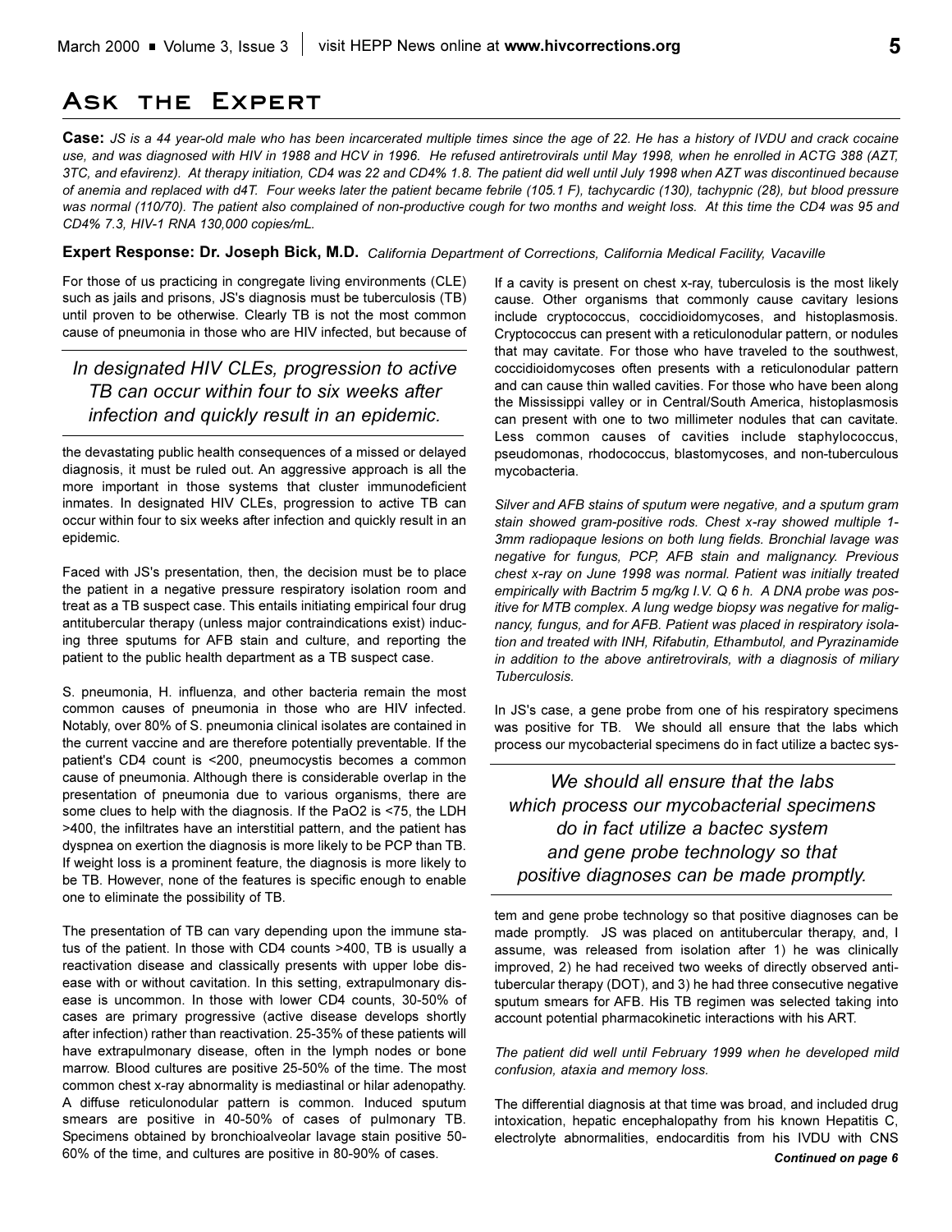# Ask the Expert

**Case:** *JS is a 44 year-old male who has been incarcerated multiple times since the age of 22. He has a history of IVDU and crack cocaine use, and was diagnosed with HIV in 1988 and HCV in 1996. He refused antiretrovirals until May 1998, when he enrolled in ACTG 388 (AZT, 3TC, and efavirenz). At therapy initiation, CD4 was 22 and CD4% 1.8. The patient did well until July 1998 when AZT was discontinued because of anemia and replaced with d4T. Four weeks later the patient became febrile (105.1 F), tachycardic (130), tachypnic (28), but blood pressure was normal (110/70). The patient also complained of non-productive cough for two months and weight loss. At this time the CD4 was 95 and CD4% 7.3, HIV-1 RNA 130,000 copies/mL.*

**Expert Response: Dr. Joseph Bick, M.D.** *California Department of Corrections, California Medical Facility, Vacaville*

For those of us practicing in congregate living environments (CLE) such as jails and prisons, JS's diagnosis must be tuberculosis (TB) until proven to be otherwise. Clearly TB is not the most common cause of pneumonia in those who are HIV infected, but because of the devastating public health consequences of a missed or delayed diagnosis, it must be ruled out. An aggressive approach is all the more important in those systems that cluster immunodeficient inmates. In designated HIV CLEs, progression to active TB can occur within four to six weeks after infection and quickly result in an epidemic.

> *In designated HIV CLEs, progression to active TB can occur within four to six weeks after infection and quickly result in an epidemic.*

Faced with JS's presentation, then, the decision must be to place the patient in a negative pressure respiratory isolation room and treat as a TB suspect case. This entails initiating empirical four drug antitubercular therapy (unless major contraindications exist) inducing three sputums for AFB stain and culture, and reporting the patient to the public health department as a TB suspect case.

S. pneumonia, H. influenza, and other bacteria remain the most common causes of pneumonia in those who are HIV infected. Notably, over 80% of S. pneumonia clinical isolates are contained in the current vaccine and are therefore potentially preventable. If the patient's CD4 count is <200, pneumocystis becomes a common cause of pneumonia. Although there is considerable overlap in the presentation of pneumonia due to various organisms, there are some clues to help with the diagnosis. If the PaO2 is <75, the LDH >400, the infiltrates have an interstitial pattern, and the patient has dyspnea on exertion the diagnosis is more likely to be PCP than TB. If weight loss is a prominent feature, the diagnosis is more likely to be TB. However, none of the features is specific enough to enable one to eliminate the possibility of TB.

The presentation of TB can vary depending upon the immune status of the patient. In those with CD4 counts >400, TB is usually a reactivation disease and classically presents with upper lobe disease with or without cavitation. In this setting, extrapulmonary disease is uncommon. In those with lower CD4 counts, 30-50% of cases are primary progressive (active disease develops shortly after infection) rather than reactivation. 25-35% of these patients will have extrapulmonary disease, often in the lymph nodes or bone marrow. Blood cultures are positive 25-50% of the time. The most common chest x-ray abnormality is mediastinal or hilar adenopathy. A diffuse reticulonodular pattern is common. Induced sputum smears are positive in 40-50% of cases of pulmonary TB. Specimens obtained by bronchioalveolar lavage stain positive 50-60% of the time, and cultures are positive in 80-90% of cases.

If a cavity is present on chest x-ray, tuberculosis is the most likely cause. Other organisms that commonly cause cavitary lesions include cryptococcus, coccidioidomycoses, and histoplasmosis. Cryptococcus can present with a reticulonodular pattern, or nodules that may cavitate. For those who have traveled to the southwest, coccidioidomycoses often presents with a reticulonodular pattern and can cause thin walled cavities. For those who have been along the Mississippi valley or in Central/South America, histoplasmosis can present with one to two millimeter nodules that can cavitate. Less common causes of cavities include staphylococcus, pseudomonas, rhodococcus, blastomycoses, and non-tuberculous mycobacteria.

*Silver and AFB stains of sputum were negative, and a sputum gram stain showed gram-positive rods. Chest x-ray showed multiple 1-3mm radiopaque lesions on both lung fields. Bronchial lavage was negative for fungus, PCP, AFB stain and malignancy. Previous chest x-ray on June 1998 was normal. Patient was initially treated empirically with Bactrim 5 mg/kg I.V. Q 6 h. A DNA probe was positive for MTB complex. A lung wedge biopsy was negative for malignancy, fungus, and for AFB. Patient was placed in respiratory isolation and treated with INH, Rifabutin, Ethambutol, and Pyrazinamide in addition to the above antiretrovirals, with a diagnosis of miliary Tuberculosis.*

In JS's case, a gene probe from one of his respiratory specimens was positive for TB. We should all ensure that the labs which process our mycobacterial specimens do in fact utilize a bactec system and gene probe technology so that positive diagnoses can be made promptly. JS was placed on antitubercular therapy, and, I assume, was released from isolation after 1) he was clinically improved, 2) he had received two weeks of directly observed antitubercular therapy (DOT), and 3) he had three consecutive negative sputum smears for AFB. His TB regimen was selected taking into account potential pharmacokinetic interactions with his ART.

> *We should all ensure that the labs which process our mycobacterial specimens do in fact utilize a bactec system and gene probe technology so that positive diagnoses can be made promptly.*

*The patient did well until February 1999 when he developed mild confusion, ataxia and memory loss.*

The differential diagnosis at that time was broad, and included drug intoxication, hepatic encephalopathy from his known Hepatitis C, electrolyte abnormalities, endocarditis from his IVDU with CNS

***Continued on page 6***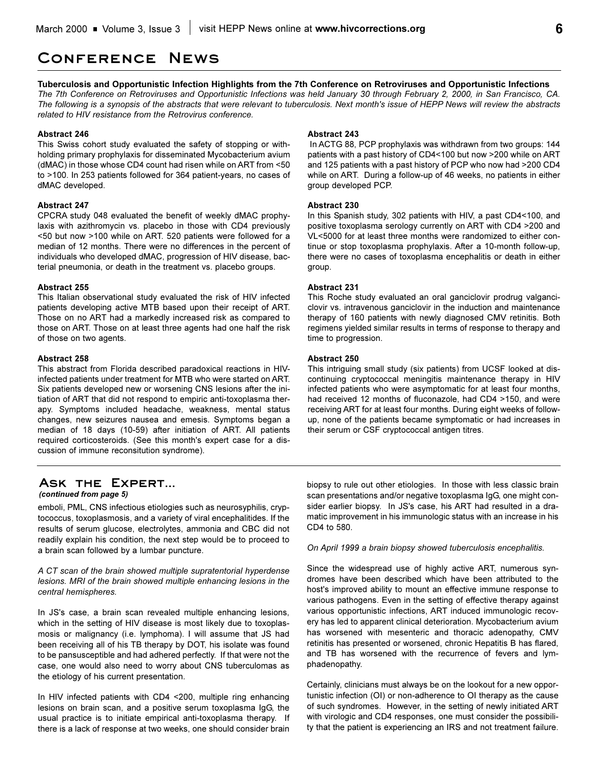# Conference News

**Tuberculosis and Opportunistic Infection Highlights from the 7th Conference on Retroviruses and Opportunistic Infections**

*The 7th Conference on Retroviruses and Opportunistic Infections was held January 30 through February 2, 2000, in San Francisco, CA. The following is a synopsis of the abstracts that were relevant to tuberculosis. Next month's issue of HEPP News will review the abstracts related to HIV resistance from the Retrovirus conference.*

**Abstract 246**

This Swiss cohort study evaluated the safety of stopping or withholding primary prophylaxis for disseminated Mycobacterium avium (dMAC) in those whose CD4 count had risen while on ART from <50 to >100. In 253 patients followed for 364 patient-years, no cases of dMAC developed.

**Abstract 247**

CPCRA study 048 evaluated the benefit of weekly dMAC prophylaxis with azithromycin vs. placebo in those with CD4 previously <50 but now >100 while on ART. 520 patients were followed for a median of 12 months. There were no differences in the percent of individuals who developed dMAC, progression of HIV disease, bacterial pneumonia, or death in the treatment vs. placebo groups.

**Abstract 255**

This Italian observational study evaluated the risk of HIV infected patients developing active MTB based upon their receipt of ART. Those on no ART had a markedly increased risk as compared to those on ART. Those on at least three agents had one half the risk of those on two agents.

**Abstract 258**

This abstract from Florida described paradoxical reactions in HIV-infected patients under treatment for MTB who were started on ART. Six patients developed new or worsening CNS lesions after the initiation of ART that did not respond to empiric anti-toxoplasma therapy. Symptoms included headache, weakness, mental status changes, new seizures nausea and emesis. Symptoms began a median of 18 days (10-59) after initiation of ART. All patients required corticosteroids. (See this month's expert case for a discussion of immune reconsitution syndrome).

**Abstract 243**

In ACTG 88, PCP prophylaxis was withdrawn from two groups: 144 patients with a past history of CD4<100 but now >200 while on ART and 125 patients with a past history of PCP who now had >200 CD4 while on ART. During a follow-up of 46 weeks, no patients in either group developed PCP.

**Abstract 230**

In this Spanish study, 302 patients with HIV, a past CD4<100, and positive toxoplasma serology currently on ART with CD4 >200 and VL<5000 for at least three months were randomized to either continue or stop toxoplasma prophylaxis. After a 10-month follow-up, there were no cases of toxoplasma encephalitis or death in either group.

**Abstract 231**

This Roche study evaluated an oral ganciclovir prodrug valganciclovir vs. intravenous ganciclovir in the induction and maintenance therapy of 160 patients with newly diagnosed CMV retinitis. Both regimens yielded similar results in terms of response to therapy and time to progression.

**Abstract 250**

This intriguing small study (six patients) from UCSF looked at discontinuing cryptococcal meningitis maintenance therapy in HIV infected patients who were asymptomatic for at least four months, had received 12 months of fluconazole, had CD4 >150, and were receiving ART for at least four months. During eight weeks of follow-up, none of the patients became symptomatic or had increases in their serum or CSF cryptococcal antigen titres.

## Ask the Expert...

***(continued from page 5)***

emboli, PML, CNS infectious etiologies such as neurosyphilis, cryptococcus, toxoplasmosis, and a variety of viral encephalitides. If the results of serum glucose, electrolytes, ammonia and CBC did not readily explain his condition, the next step would be to proceed to a brain scan followed by a lumbar puncture.

*A CT scan of the brain showed multiple supratentorial hyperdense lesions. MRI of the brain showed multiple enhancing lesions in the central hemispheres.*

In JS's case, a brain scan revealed multiple enhancing lesions, which in the setting of HIV disease is most likely due to toxoplasmosis or malignancy (i.e. lymphoma). I will assume that JS had been receiving all of his TB therapy by DOT, his isolate was found to be pansusceptible and had adhered perfectly. If that were not the case, one would also need to worry about CNS tuberculomas as the etiology of his current presentation.

In HIV infected patients with CD4 <200, multiple ring enhancing lesions on brain scan, and a positive serum toxoplasma IgG, the usual practice is to initiate empirical anti-toxoplasma therapy. If there is a lack of response at two weeks, one should consider brain biopsy to rule out other etiologies. In those with less classic brain scan presentations and/or negative toxoplasma IgG, one might consider earlier biopsy. In JS's case, his ART had resulted in a dramatic improvement in his immunologic status with an increase in his CD4 to 580.

*On April 1999 a brain biopsy showed tuberculosis encephalitis.*

Since the widespread use of highly active ART, numerous syndromes have been described which have been attributed to the host's improved ability to mount an effective immune response to various pathogens. Even in the setting of effective therapy against various opportunistic infections, ART induced immunologic recovery has led to apparent clinical deterioration. Mycobacterium avium has worsened with mesenteric and thoracic adenopathy, CMV retinitis has presented or worsened, chronic Hepatitis B has flared, and TB has worsened with the recurrence of fevers and lymphadenopathy.

Certainly, clinicians must always be on the lookout for a new opportunistic infection (OI) or non-adherence to OI therapy as the cause of such syndromes. However, in the setting of newly initiated ART with virologic and CD4 responses, one must consider the possibility that the patient is experiencing an IRS and not treatment failure.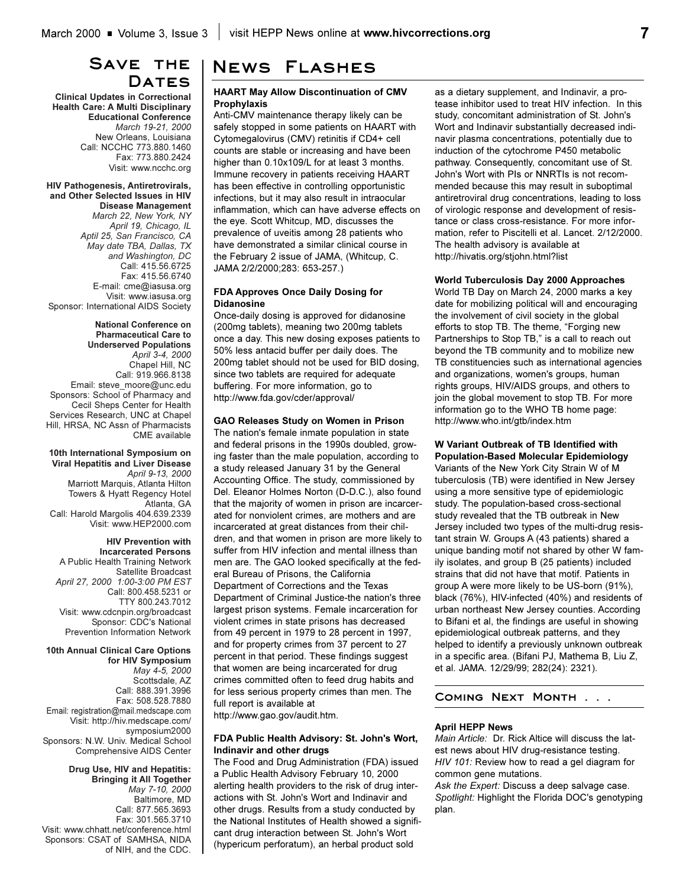## Save the Dates

**Clinical Updates in Correctional Health Care: A Multi Disciplinary Educational Conference**
*March 19-21, 2000*
New Orleans, Louisiana
Call: NCCHC 773.880.1460
Fax: 773.880.2424
Visit: www.ncchc.org

**HIV Pathogenesis, Antiretrovirals, and Other Selected Issues in HIV Disease Management**
*March 22, New York, NY*
*April 19, Chicago, IL*
*Aptil 25, San Francisco, CA*
*May date TBA, Dallas, TX and Washington, DC*
Call: 415.56.6725
Fax: 415.56.6740
E-mail: cme@iasusa.org
Visit: www.iasusa.org
Sponsor: International AIDS Society

**National Conference on Pharmaceutical Care to Underserved Populations**
*April 3-4, 2000*
Chapel Hill, NC
Call: 919.966.8138
Email: steve_moore@unc.edu
Sponsors: School of Pharmacy and Cecil Sheps Center for Health Services Research, UNC at Chapel Hill, HRSA, NC Assn of Pharmacists
CME available

**10th International Symposium on Viral Hepatitis and Liver Disease**
*April 9-13, 2000*
Marriott Marquis, Atlanta Hilton Towers & Hyatt Regency Hotel
Atlanta, GA
Call: Harold Margolis 404.639.2339
Visit: www.HEP2000.com

**HIV Prevention with Incarcerated Persons**
A Public Health Training Network Satellite Broadcast
*April 27, 2000 1:00-3:00 PM EST*
Call: 800.458.5231 or TTY 800.243.7012
Visit: www.cdcnpin.org/broadcast
Sponsor: CDC's National Prevention Information Network

**10th Annual Clinical Care Options for HIV Symposium**
*May 4-5, 2000*
Scottsdale, AZ
Call: 888.391.3996
Fax: 508.528.7880
Email: registration@mail.medscape.com
Visit: http://hiv.medscape.com/symposium2000
Sponsors: N.W. Univ. Medical School Comprehensive AIDS Center

**Drug Use, HIV and Hepatitis: Bringing it All Together**
*May 7-10, 2000*
Baltimore, MD
Call: 877.565.3693
Fax: 301.565.3710
Visit: www.chhatt.net/conference.html
Sponsors: CSAT of SAMHSA, NIDA of NIH, and the CDC.

## News Flashes

**HAART May Allow Discontinuation of CMV Prophylaxis**

Anti-CMV maintenance therapy likely can be safely stopped in some patients on HAART with Cytomegalovirus (CMV) retinitis if CD4+ cell counts are stable or increasing and have been higher than 0.10x109/L for at least 3 months. Immune recovery in patients receiving HAART has been effective in controlling opportunistic infections, but it may also result in intraocular inflammation, which can have adverse effects on the eye. Scott Whitcup, MD, discusses the prevalence of uveitis among 28 patients who have demonstrated a similar clinical course in the February 2 issue of JAMA, (Whitcup, C. JAMA 2/2/2000;283: 653-257.)

**FDA Approves Once Daily Dosing for Didanosine**

Once-daily dosing is approved for didanosine (200mg tablets), meaning two 200mg tablets once a day. This new dosing exposes patients to 50% less antacid buffer per daily does. The 200mg tablet should not be used for BID dosing, since two tablets are required for adequate buffering. For more information, go to http://www.fda.gov/cder/approval/

**GAO Releases Study on Women in Prison**

The nation's female inmate population in state and federal prisons in the 1990s doubled, growing faster than the male population, according to a study released January 31 by the General Accounting Office. The study, commissioned by Del. Eleanor Holmes Norton (D-D.C.), also found that the majority of women in prison are incarcerated for nonviolent crimes, are mothers and are incarcerated at great distances from their children, and that women in prison are more likely to suffer from HIV infection and mental illness than men are. The GAO looked specifically at the federal Bureau of Prisons, the California Department of Corrections and the Texas Department of Criminal Justice-the nation's three largest prison systems. Female incarceration for violent crimes in state prisons has decreased from 49 percent in 1979 to 28 percent in 1997, and for property crimes from 37 percent to 27 percent in that period. These findings suggest that women are being incarcerated for drug crimes committed often to feed drug habits and for less serious property crimes than men. The full report is available at http://www.gao.gov/audit.htm.

**FDA Public Health Advisory: St. John's Wort, Indinavir and other drugs**

The Food and Drug Administration (FDA) issued a Public Health Advisory February 10, 2000 alerting health providers to the risk of drug interactions with St. John's Wort and Indinavir and other drugs. Results from a study conducted by the National Institutes of Health showed a significant drug interaction between St. John's Wort (hypericum perforatum), an herbal product sold as a dietary supplement, and Indinavir, a protease inhibitor used to treat HIV infection. In this study, concomitant administration of St. John's Wort and Indinavir substantially decreased indinavir plasma concentrations, potentially due to induction of the cytochrome P450 metabolic pathway. Consequently, concomitant use of St. John's Wort with PIs or NNRTIs is not recommended because this may result in suboptimal antiretroviral drug concentrations, leading to loss of virologic response and development of resistance or class cross-resistance. For more information, refer to Piscitelli et al. Lancet. 2/12/2000. The health advisory is available at http://hivatis.org/stjohn.html?list

**World Tuberculosis Day 2000 Approaches**

World TB Day on March 24, 2000 marks a key date for mobilizing political will and encouraging the involvement of civil society in the global efforts to stop TB. The theme, "Forging new Partnerships to Stop TB," is a call to reach out beyond the TB community and to mobilize new TB constituencies such as international agencies and organizations, women's groups, human rights groups, HIV/AIDS groups, and others to join the global movement to stop TB. For more information go to the WHO TB home page: http://www.who.int/gtb/index.htm

**W Variant Outbreak of TB Identified with Population-Based Molecular Epidemiology**

Variants of the New York City Strain W of M tuberculosis (TB) were identified in New Jersey using a more sensitive type of epidemiologic study. The population-based cross-sectional study revealed that the TB outbreak in New Jersey included two types of the multi-drug resistant strain W. Groups A (43 patients) shared a unique banding motif not shared by other W family isolates, and group B (25 patients) included strains that did not have that motif. Patients in group A were more likely to be US-born (91%), black (76%), HIV-infected (40%) and residents of urban northeast New Jersey counties. According to Bifani et al, the findings are useful in showing epidemiological outbreak patterns, and they helped to identify a previously unknown outbreak in a specific area. (Bifani PJ, Mathema B, Liu Z, et al. JAMA. 12/29/99; 282(24): 2321).

## Coming Next Month . . .

**April HEPP News**

*Main Article:* Dr. Rick Altice will discuss the latest news about HIV drug-resistance testing.
*HIV 101:* Review how to read a gel diagram for common gene mutations.
*Ask the Expert:* Discuss a deep salvage case.
*Spotlight:* Highlight the Florida DOC's genotyping plan.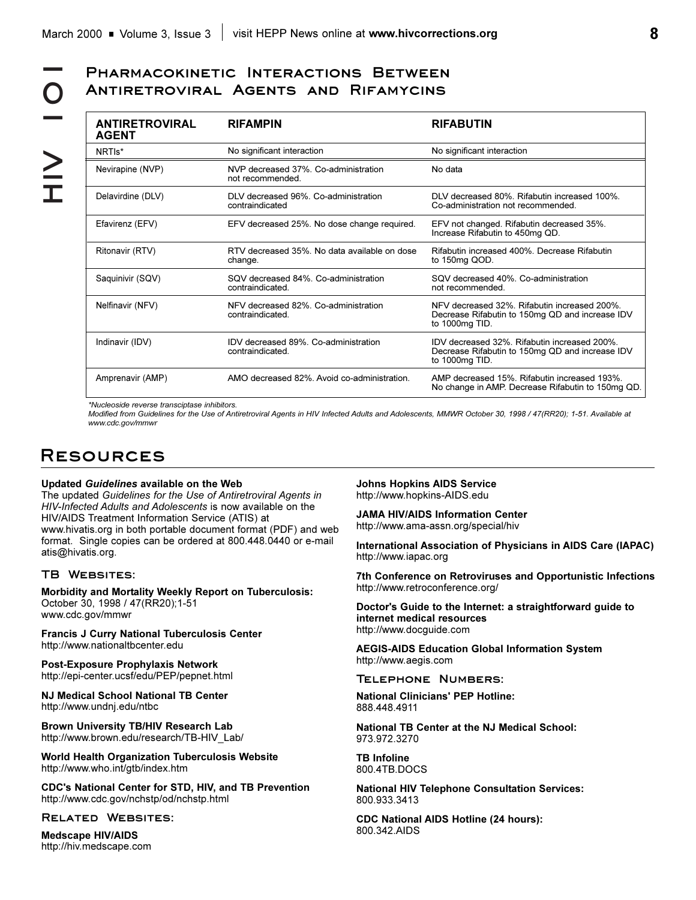## Pharmacokinetic Interactions Between Antiretroviral Agents and Rifamycins

| ANTIRETROVIRAL AGENT | RIFAMPIN | RIFABUTIN |
|---|---|---|
| NRTIs* | No significant interaction | No significant interaction |
| Nevirapine (NVP) | NVP decreased 37%. Co-administration not recommended. | No data |
| Delavirdine (DLV) | DLV decreased 96%. Co-administration contraindicated | DLV decreased 80%. Rifabutin increased 100%. Co-administration not recommended. |
| Efavirenz (EFV) | EFV decreased 25%. No dose change required. | EFV not changed. Rifabutin decreased 35%. Increase Rifabutin to 450mg QD. |
| Ritonavir (RTV) | RTV decreased 35%. No data available on dose change. | Rifabutin increased 400%. Decrease Rifabutin to 150mg QOD. |
| Saquinivir (SQV) | SQV decreased 84%. Co-administration contraindicated. | SQV decreased 40%. Co-administration not recommended. |
| Nelfinavir (NFV) | NFV decreased 82%. Co-administration contraindicated. | NFV decreased 32%. Rifabutin increased 200%. Decrease Rifabutin to 150mg QD and increase IDV to 1000mg TID. |
| Indinavir (IDV) | IDV decreased 89%. Co-administration contraindicated. | IDV decreased 32%. Rifabutin increased 200%. Decrease Rifabutin to 150mg QD and increase IDV to 1000mg TID. |
| Amprenavir (AMP) | AMO decreased 82%. Avoid co-administration. | AMP decreased 15%. Rifabutin increased 193%. No change in AMP. Decrease Rifabutin to 150mg QD. |

*\*Nucleoside reverse transcriptase inhibitors.*

*Modified from Guidelines for the Use of Antiretroviral Agents in HIV Infected Adults and Adolescents, MMWR October 30, 1998 / 47(RR20); 1-51. Available at www.cdc.gov/mmwr*

# Resources

**Updated *Guidelines* available on the Web**
The updated *Guidelines for the Use of Antiretroviral Agents in HIV-Infected Adults and Adolescents* is now available on the HIV/AIDS Treatment Information Service (ATIS) at www.hivatis.org in both portable document format (PDF) and web format. Single copies can be ordered at 800.448.0440 or e-mail atis@hivatis.org.

### TB Websites:

**Morbidity and Mortality Weekly Report on Tuberculosis:**
October 30, 1998 / 47(RR20);1-51
www.cdc.gov/mmwr

**Francis J Curry National Tuberculosis Center**
http://www.nationaltbcenter.edu

**Post-Exposure Prophylaxis Network**
http://epi-center.ucsf/edu/PEP/pepnet.html

**NJ Medical School National TB Center**
http://www.undnj.edu/ntbc

**Brown University TB/HIV Research Lab**
http://www.brown.edu/research/TB-HIV_Lab/

**World Health Organization Tuberculosis Website**
http://www.who.int/gtb/index.htm

**CDC's National Center for STD, HIV, and TB Prevention**
http://www.cdc.gov/nchstp/od/nchstp.html

### Related Websites:

**Medscape HIV/AIDS**
http://hiv.medscape.com

**Johns Hopkins AIDS Service**
http://www.hopkins-AIDS.edu

**JAMA HIV/AIDS Information Center**
http://www.ama-assn.org/special/hiv

**International Association of Physicians in AIDS Care (IAPAC)**
http://www.iapac.org

**7th Conference on Retroviruses and Opportunistic Infections**
http://www.retroconference.org/

**Doctor's Guide to the Internet: a straightforward guide to internet medical resources**
http://www.docguide.com

**AEGIS-AIDS Education Global Information System**
http://www.aegis.com

### Telephone Numbers:

**National Clinicians' PEP Hotline:**
888.448.4911

**National TB Center at the NJ Medical School:**
973.972.3270

**TB Infoline**
800.4TB.DOCS

**National HIV Telephone Consultation Services:**
800.933.3413

**CDC National AIDS Hotline (24 hours):**
800.342.AIDS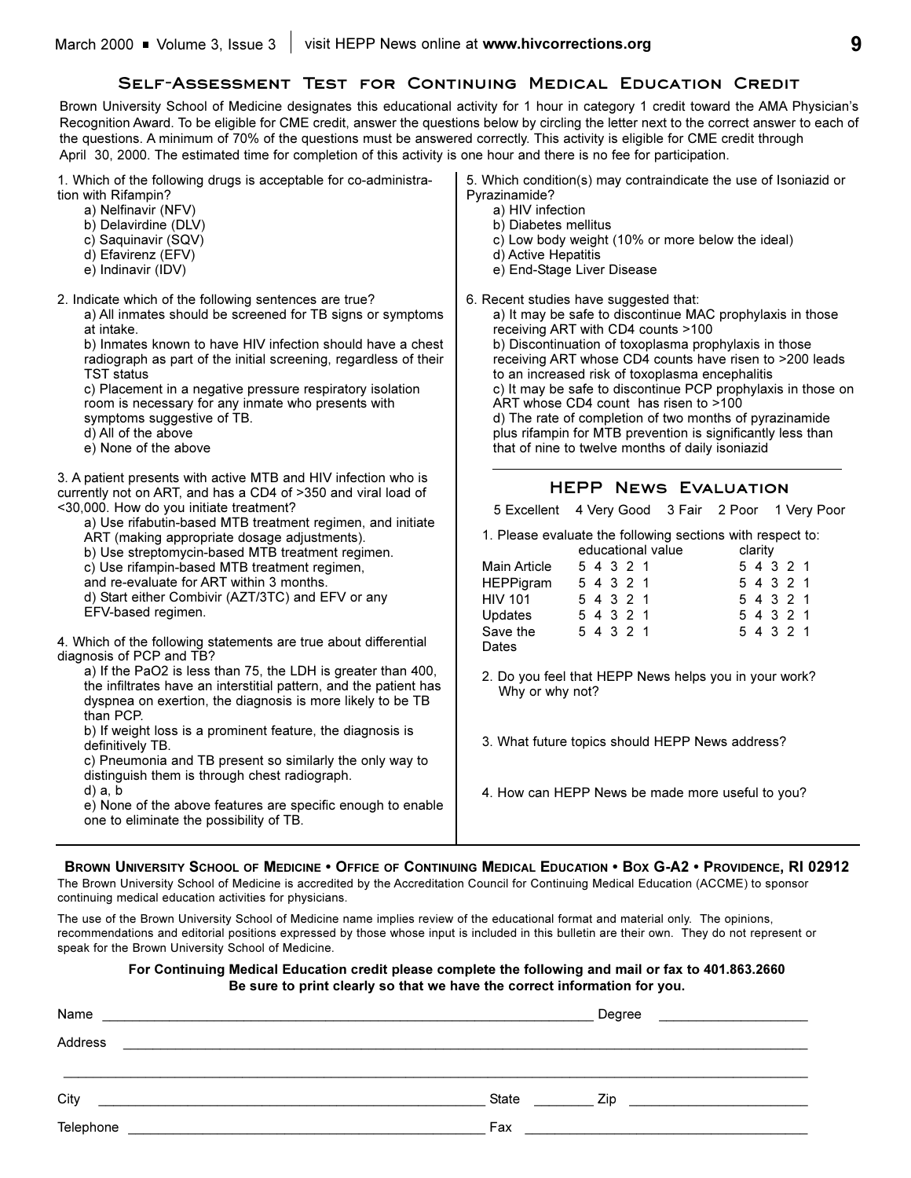## Self-Assessment Test for Continuing Medical Education Credit

Brown University School of Medicine designates this educational activity for 1 hour in category 1 credit toward the AMA Physician's Recognition Award. To be eligible for CME credit, answer the questions below by circling the letter next to the correct answer to each of the questions. A minimum of 70% of the questions must be answered correctly. This activity is eligible for CME credit through April 30, 2000. The estimated time for completion of this activity is one hour and there is no fee for participation.

1. Which of the following drugs is acceptable for co-administration with Rifampin?
   a) Nelfinavir (NFV)
   b) Delavirdine (DLV)
   c) Saquinavir (SQV)
   d) Efavirenz (EFV)
   e) Indinavir (IDV)

2. Indicate which of the following sentences are true?
   a) All inmates should be screened for TB signs or symptoms at intake.
   b) Inmates known to have HIV infection should have a chest radiograph as part of the initial screening, regardless of their TST status
   c) Placement in a negative pressure respiratory isolation room is necessary for any inmate who presents with symptoms suggestive of TB.
   d) All of the above
   e) None of the above

3. A patient presents with active MTB and HIV infection who is currently not on ART, and has a CD4 of >350 and viral load of <30,000. How do you initiate treatment?
   a) Use rifabutin-based MTB treatment regimen, and initiate ART (making appropriate dosage adjustments).
   b) Use streptomycin-based MTB treatment regimen.
   c) Use rifampin-based MTB treatment regimen, and re-evaluate for ART within 3 months.
   d) Start either Combivir (AZT/3TC) and EFV or any EFV-based regimen.

4. Which of the following statements are true about differential diagnosis of PCP and TB?
   a) If the PaO2 is less than 75, the LDH is greater than 400, the infiltrates have an interstitial pattern, and the patient has dyspnea on exertion, the diagnosis is more likely to be TB than PCP.
   b) If weight loss is a prominent feature, the diagnosis is definitively TB.
   c) Pneumonia and TB present so similarly the only way to distinguish them is through chest radiograph.
   d) a, b
   e) None of the above features are specific enough to enable one to eliminate the possibility of TB.

5. Which condition(s) may contraindicate the use of Isoniazid or Pyrazinamide?
   a) HIV infection
   b) Diabetes mellitus
   c) Low body weight (10% or more below the ideal)
   d) Active Hepatitis
   e) End-Stage Liver Disease

6. Recent studies have suggested that:
   a) It may be safe to discontinue MAC prophylaxis in those receiving ART with CD4 counts >100
   b) Discontinuation of toxoplasma prophylaxis in those receiving ART whose CD4 counts have risen to >200 leads to an increased risk of toxoplasma encephalitis
   c) It may be safe to discontinue PCP prophylaxis in those on ART whose CD4 count has risen to >100
   d) The rate of completion of two months of pyrazinamide plus rifampin for MTB prevention is significantly less than that of nine to twelve months of daily isoniazid

## HEPP News Evaluation

5 Excellent 4 Very Good 3 Fair 2 Poor 1 Very Poor

1. Please evaluate the following sections with respect to:

| | educational value | clarity |
|---|---|---|
| Main Article | 5 4 3 2 1 | 5 4 3 2 1 |
| HEPPigram | 5 4 3 2 1 | 5 4 3 2 1 |
| HIV 101 | 5 4 3 2 1 | 5 4 3 2 1 |
| Updates | 5 4 3 2 1 | 5 4 3 2 1 |
| Save the Dates | 5 4 3 2 1 | 5 4 3 2 1 |

2. Do you feel that HEPP News helps you in your work? Why or why not?

3. What future topics should HEPP News address?

4. How can HEPP News be made more useful to you?

**Brown University School of Medicine • Office of Continuing Medical Education • Box G-A2 • Providence, RI 02912**

The Brown University School of Medicine is accredited by the Accreditation Council for Continuing Medical Education (ACCME) to sponsor continuing medical education activities for physicians.

The use of the Brown University School of Medicine name implies review of the educational format and material only. The opinions, recommendations and editorial positions expressed by those whose input is included in this bulletin are their own. They do not represent or speak for the Brown University School of Medicine.

**For Continuing Medical Education credit please complete the following and mail or fax to 401.863.2660**
**Be sure to print clearly so that we have the correct information for you.**

Name ______________________________ Degree ____________

Address ______________________________

______________________________

City ____________________ State ________ Zip ____________

Telephone ____________________ Fax ____________________